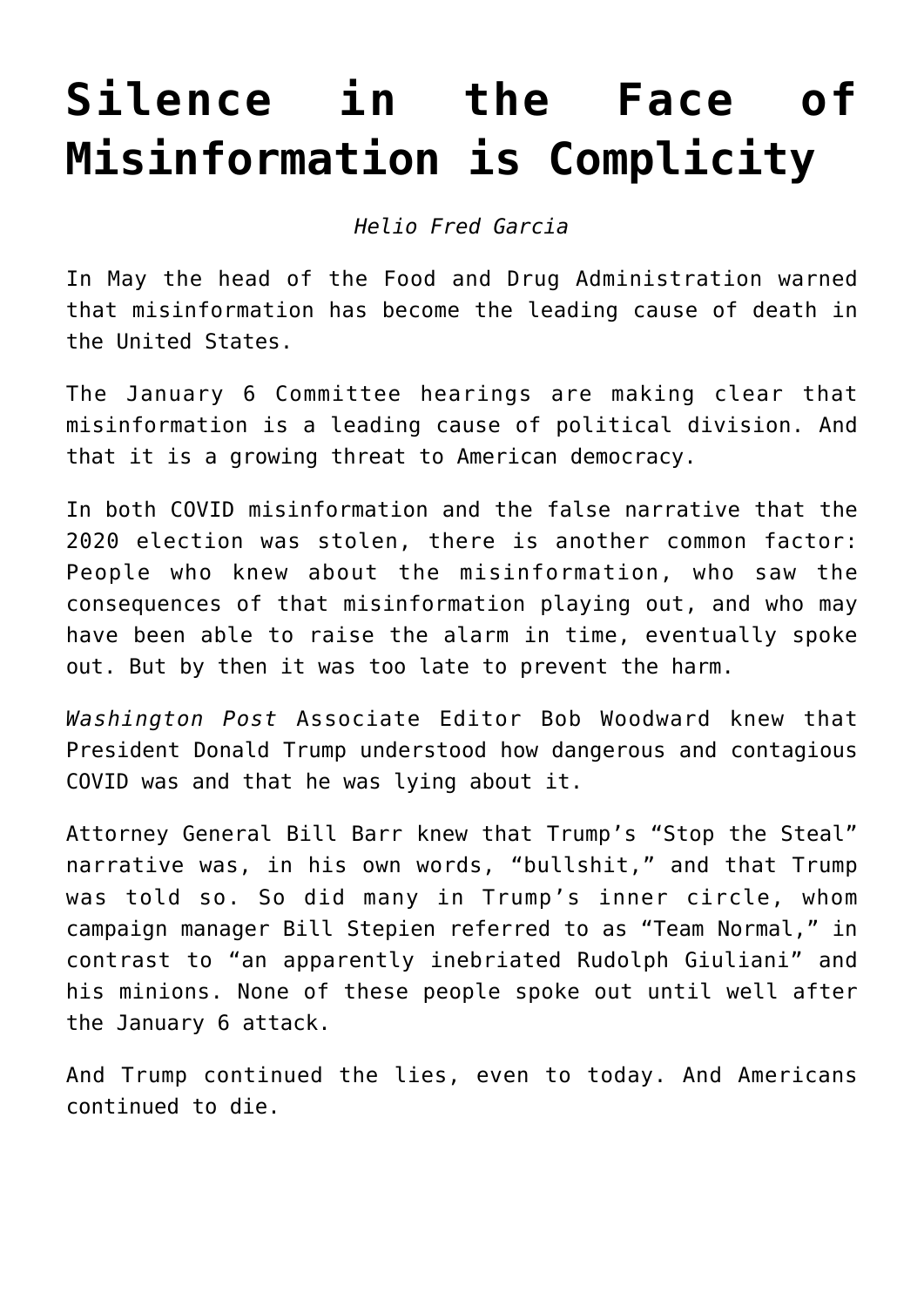# Silence in the Face of Misinformation is Complicity

*Helio Fred Garcia*

In May the head of the Food and Drug Administration warned that misinformation has become the leading cause of death in the United States.

The January 6 Committee hearings are making clear that misinformation is a leading cause of political division. And that it is a growing threat to American democracy.

In both COVID misinformation and the false narrative that the 2020 election was stolen, there is another common factor: People who knew about the misinformation, who saw the consequences of that misinformation playing out, and who may have been able to raise the alarm in time, eventually spoke out. But by then it was too late to prevent the harm.

*Washington Post* Associate Editor Bob Woodward knew that President Donald Trump understood how dangerous and contagious COVID was and that he was lying about it.

Attorney General Bill Barr knew that Trump's "Stop the Steal" narrative was, in his own words, "bullshit," and that Trump was told so. So did many in Trump's inner circle, whom campaign manager Bill Stepien referred to as "Team Normal," in contrast to "an apparently inebriated Rudolph Giuliani" and his minions. None of these people spoke out until well after the January 6 attack.

And Trump continued the lies, even to today. And Americans continued to die.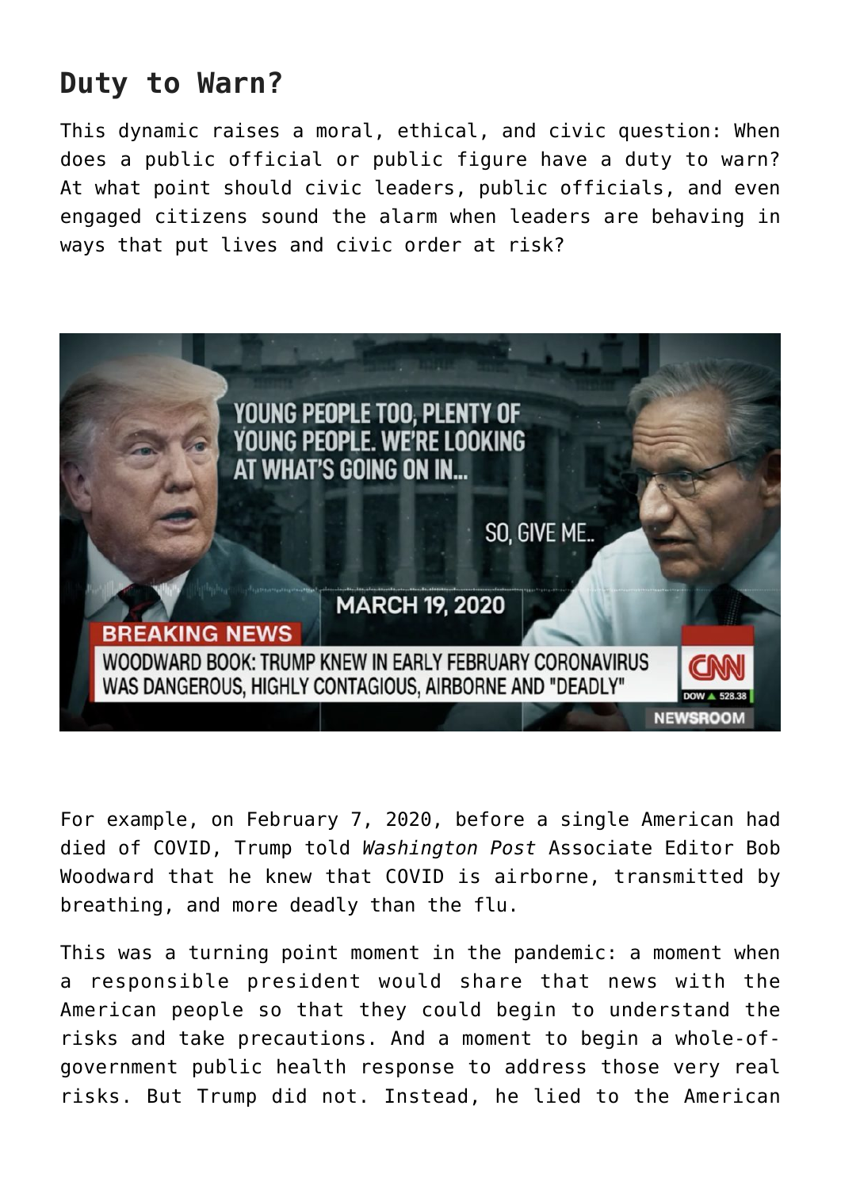## Duty to Warn?

This dynamic raises a moral, ethical, and civic question: When does a public official or public figure have a duty to warn? At what point should civic leaders, public officials, and even engaged citizens sound the alarm when leaders are behaving in ways that put lives and civic order at risk?

For example, on February 7, 2020, before a single American had died of COVID, Trump told *Washington Post* Associate Editor Bob Woodward that he knew that COVID is airborne, transmitted by breathing, and more deadly than the flu.

This was a turning point moment in the pandemic: a moment when a responsible president would share that news with the American people so that they could begin to understand the risks and take precautions. And a moment to begin a whole-of-government public health response to address those very real risks. But Trump did not. Instead, he lied to the American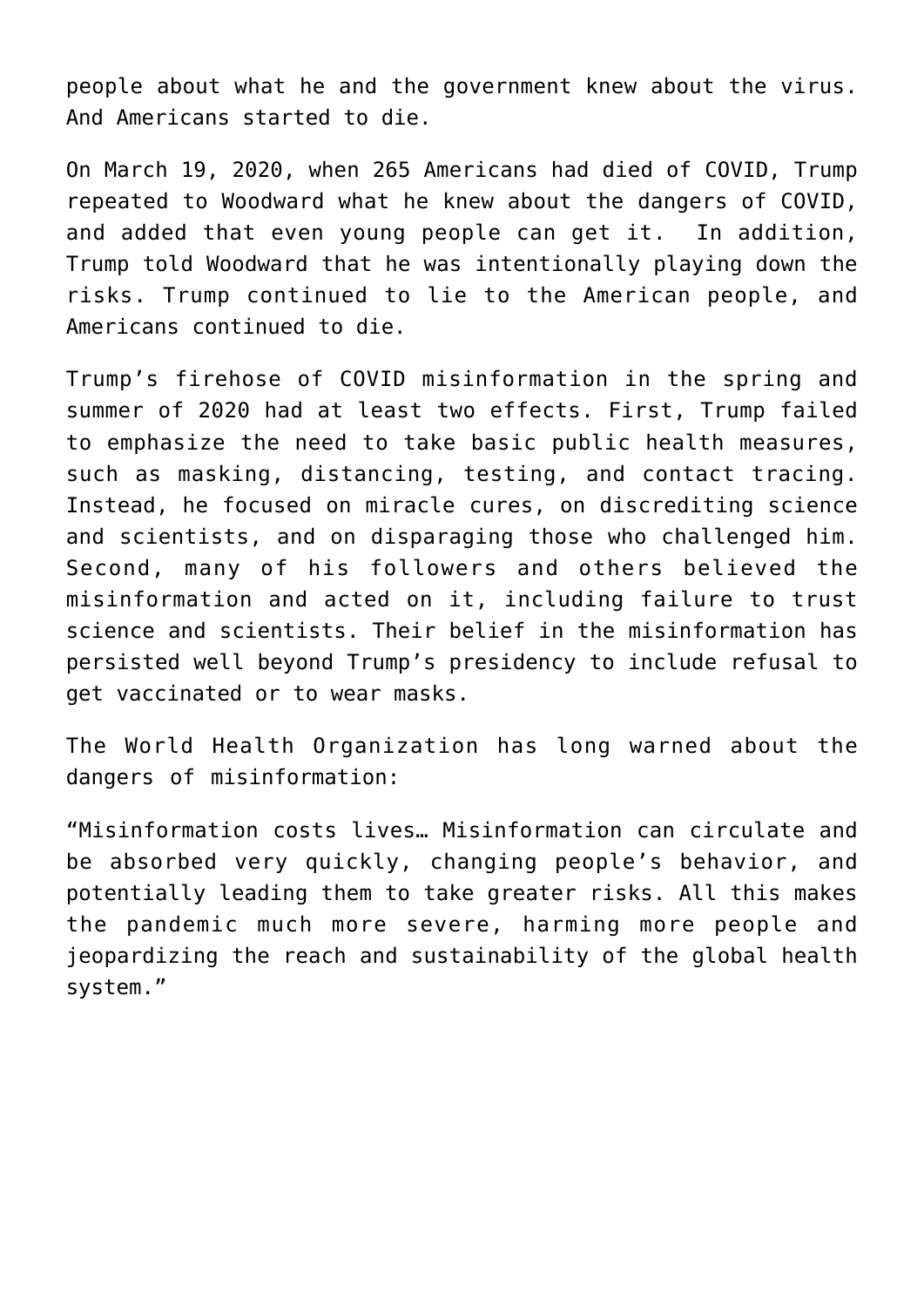people about what he and the government knew about the virus. And Americans started to die.

On March 19, 2020, when 265 Americans had died of COVID, Trump repeated to Woodward what he knew about the dangers of COVID, and added that even young people can get it. In addition, Trump told Woodward that he was intentionally playing down the risks. Trump continued to lie to the American people, and Americans continued to die.

Trump's firehose of COVID misinformation in the spring and summer of 2020 had at least two effects. First, Trump failed to emphasize the need to take basic public health measures, such as masking, distancing, testing, and contact tracing. Instead, he focused on miracle cures, on discrediting science and scientists, and on disparaging those who challenged him. Second, many of his followers and others believed the misinformation and acted on it, including failure to trust science and scientists. Their belief in the misinformation has persisted well beyond Trump's presidency to include refusal to get vaccinated or to wear masks.

The World Health Organization has long warned about the dangers of misinformation:

"Misinformation costs lives… Misinformation can circulate and be absorbed very quickly, changing people's behavior, and potentially leading them to take greater risks. All this makes the pandemic much more severe, harming more people and jeopardizing the reach and sustainability of the global health system."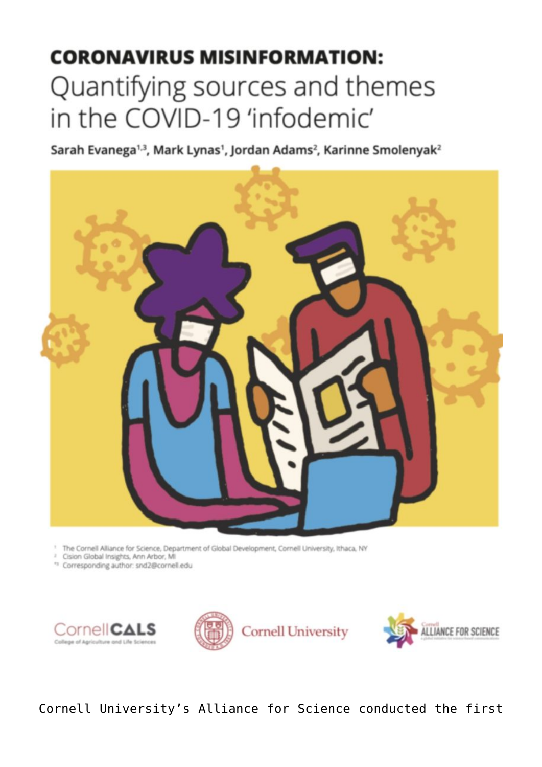**CORONAVIRUS MISINFORMATION:**

# Quantifying sources and themes in the COVID-19 'infodemic'

Sarah Evanega[1,3], Mark Lynas[1], Jordan Adams[2], Karinne Smolenyak[2]

[1] The Cornell Alliance for Science, Department of Global Development, Cornell University, Ithaca, NY
[2] Cision Global Insights, Ann Arbor, MI
*[3] Corresponding author: snd2@cornell.edu

Cornell CALS — College of Agriculture and Life Sciences

Cornell University

Cornell Alliance for Science — a global initiative for science-based communications

Cornell University's Alliance for Science conducted the first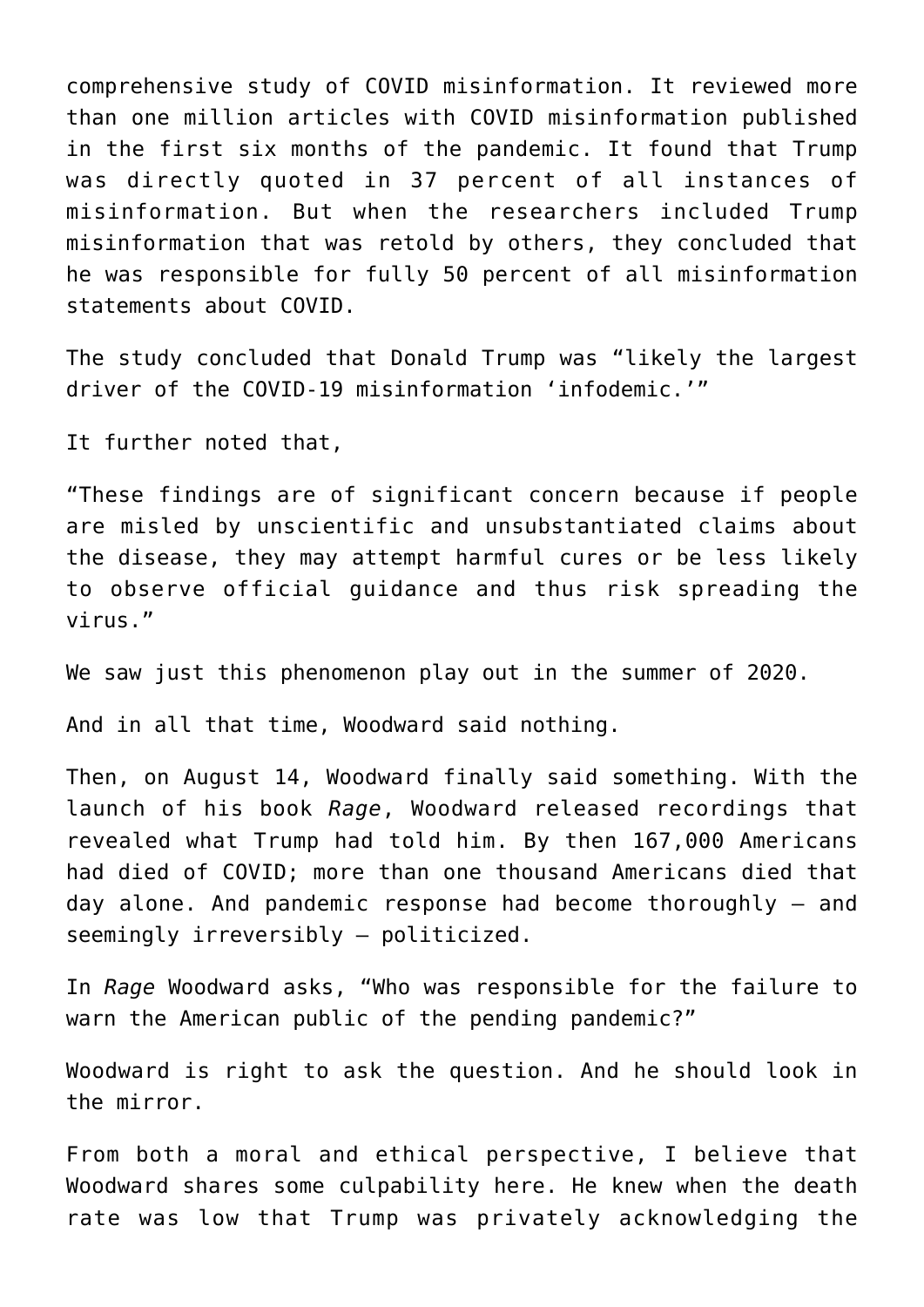comprehensive study of COVID misinformation. It reviewed more than one million articles with COVID misinformation published in the first six months of the pandemic. It found that Trump was directly quoted in 37 percent of all instances of misinformation. But when the researchers included Trump misinformation that was retold by others, they concluded that he was responsible for fully 50 percent of all misinformation statements about COVID.

The study concluded that Donald Trump was "likely the largest driver of the COVID-19 misinformation 'infodemic.'"

It further noted that,

"These findings are of significant concern because if people are misled by unscientific and unsubstantiated claims about the disease, they may attempt harmful cures or be less likely to observe official guidance and thus risk spreading the virus."

We saw just this phenomenon play out in the summer of 2020.

And in all that time, Woodward said nothing.

Then, on August 14, Woodward finally said something. With the launch of his book *Rage*, Woodward released recordings that revealed what Trump had told him. By then 167,000 Americans had died of COVID; more than one thousand Americans died that day alone. And pandemic response had become thoroughly — and seemingly irreversibly — politicized.

In *Rage* Woodward asks, "Who was responsible for the failure to warn the American public of the pending pandemic?"

Woodward is right to ask the question. And he should look in the mirror.

From both a moral and ethical perspective, I believe that Woodward shares some culpability here. He knew when the death rate was low that Trump was privately acknowledging the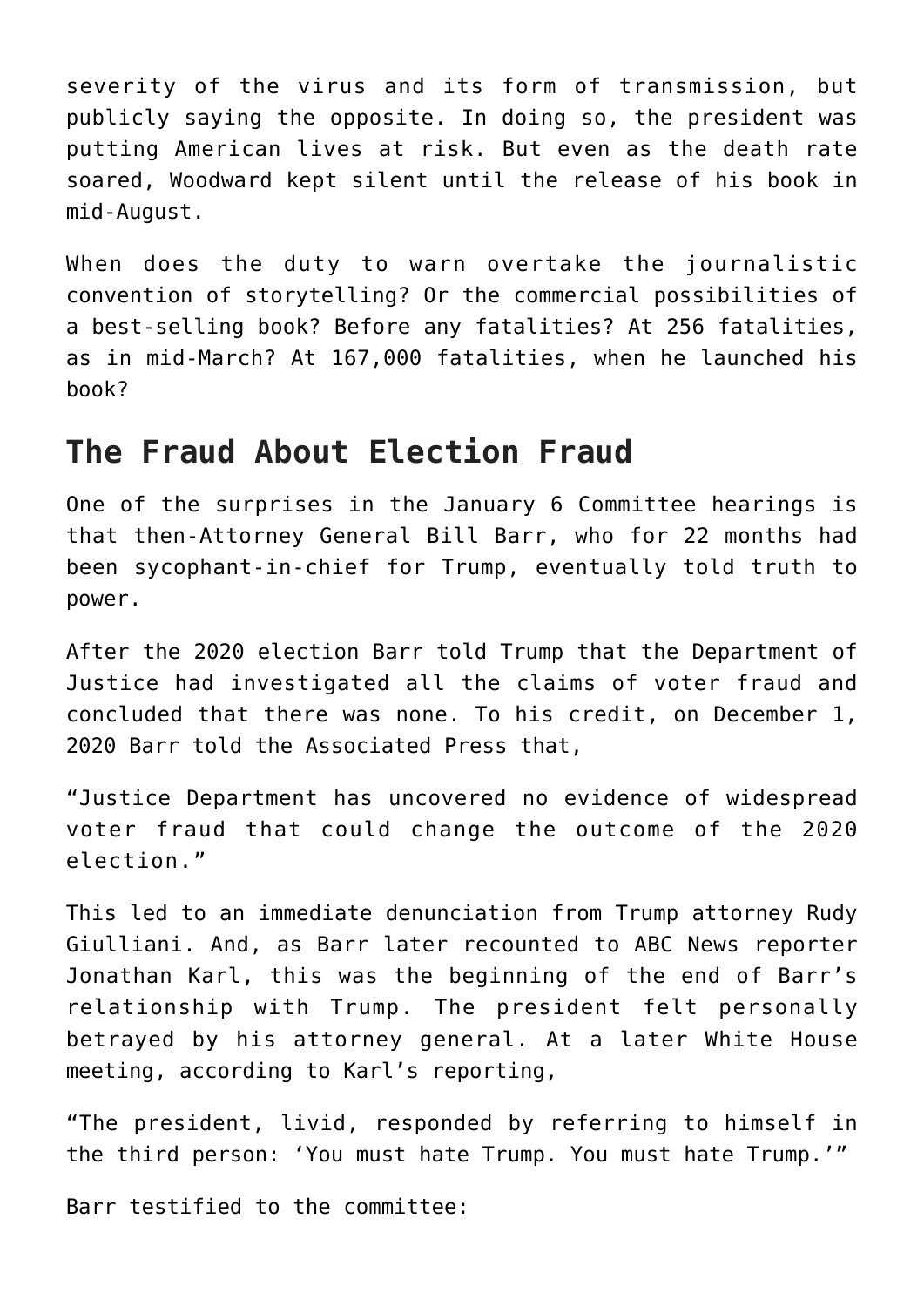severity of the virus and its form of transmission, but publicly saying the opposite. In doing so, the president was putting American lives at risk. But even as the death rate soared, Woodward kept silent until the release of his book in mid-August.

When does the duty to warn overtake the journalistic convention of storytelling? Or the commercial possibilities of a best-selling book? Before any fatalities? At 256 fatalities, as in mid-March? At 167,000 fatalities, when he launched his book?

## The Fraud About Election Fraud

One of the surprises in the January 6 Committee hearings is that then-Attorney General Bill Barr, who for 22 months had been sycophant-in-chief for Trump, eventually told truth to power.

After the 2020 election Barr told Trump that the Department of Justice had investigated all the claims of voter fraud and concluded that there was none. To his credit, on December 1, 2020 Barr told the Associated Press that,

"Justice Department has uncovered no evidence of widespread voter fraud that could change the outcome of the 2020 election."

This led to an immediate denunciation from Trump attorney Rudy Giulliani. And, as Barr later recounted to ABC News reporter Jonathan Karl, this was the beginning of the end of Barr's relationship with Trump. The president felt personally betrayed by his attorney general. At a later White House meeting, according to Karl's reporting,

"The president, livid, responded by referring to himself in the third person: 'You must hate Trump. You must hate Trump.'"

Barr testified to the committee: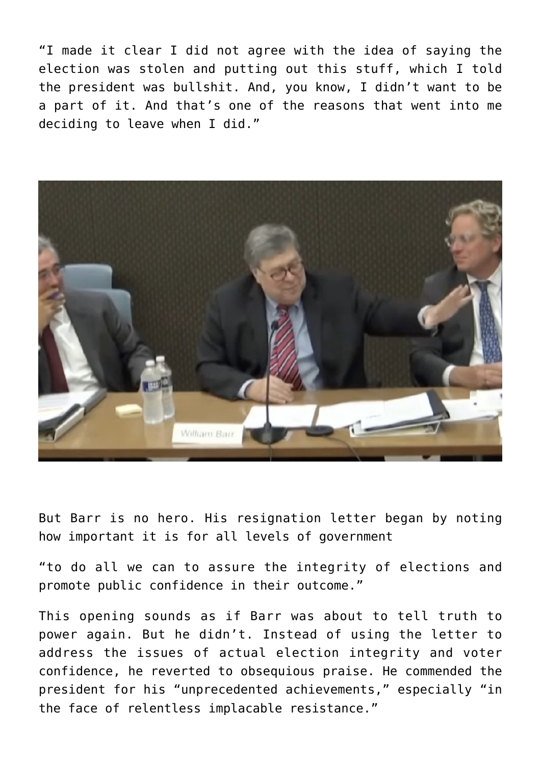"I made it clear I did not agree with the idea of saying the election was stolen and putting out this stuff, which I told the president was bullshit. And, you know, I didn't want to be a part of it. And that's one of the reasons that went into me deciding to leave when I did."

But Barr is no hero. His resignation letter began by noting how important it is for all levels of government

"to do all we can to assure the integrity of elections and promote public confidence in their outcome."

This opening sounds as if Barr was about to tell truth to power again. But he didn't. Instead of using the letter to address the issues of actual election integrity and voter confidence, he reverted to obsequious praise. He commended the president for his "unprecedented achievements," especially "in the face of relentless implacable resistance."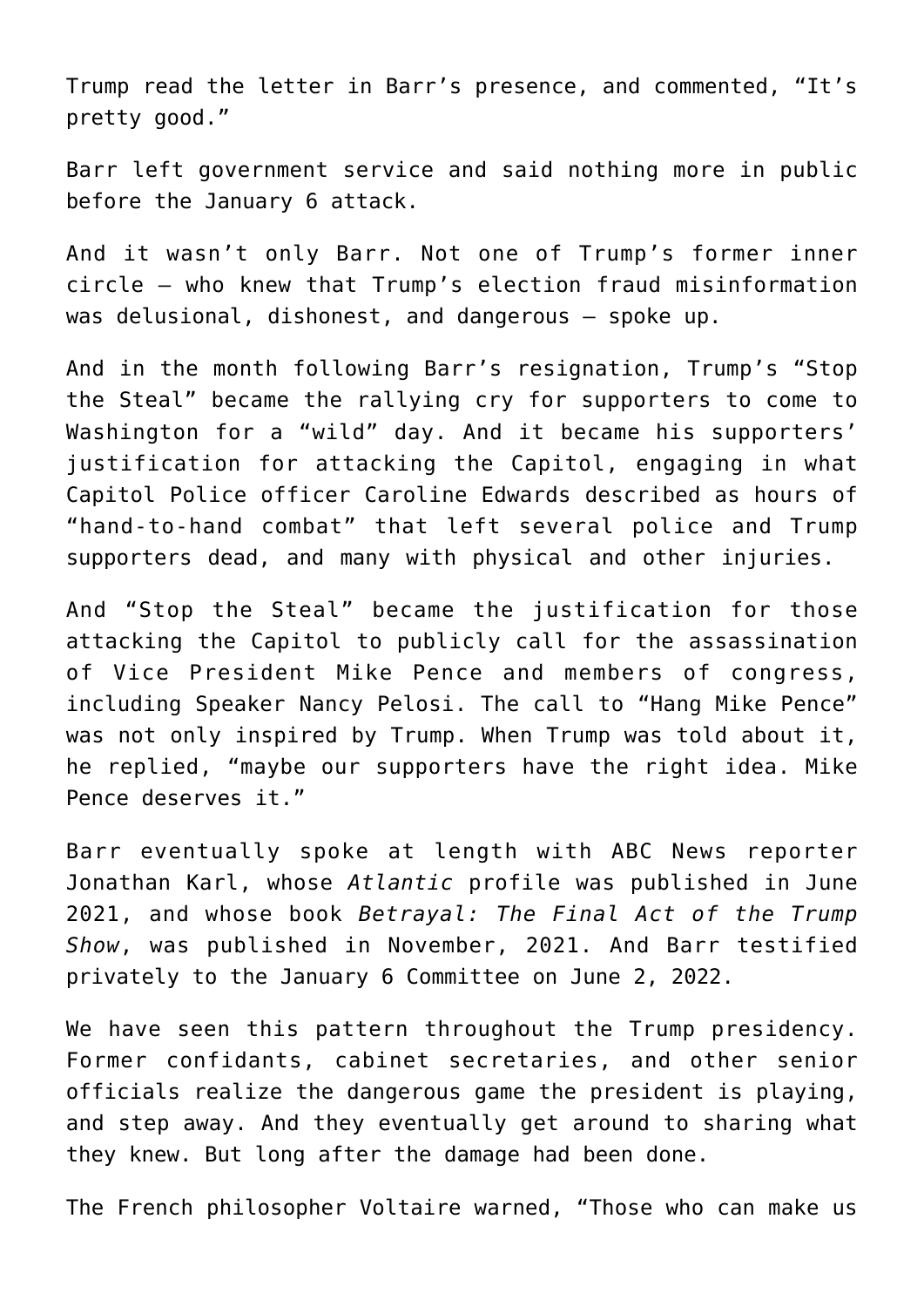Trump read the letter in Barr's presence, and commented, "It's pretty good."

Barr left government service and said nothing more in public before the January 6 attack.

And it wasn't only Barr. Not one of Trump's former inner circle — who knew that Trump's election fraud misinformation was delusional, dishonest, and dangerous — spoke up.

And in the month following Barr's resignation, Trump's "Stop the Steal" became the rallying cry for supporters to come to Washington for a "wild" day. And it became his supporters' justification for attacking the Capitol, engaging in what Capitol Police officer Caroline Edwards described as hours of "hand-to-hand combat" that left several police and Trump supporters dead, and many with physical and other injuries.

And "Stop the Steal" became the justification for those attacking the Capitol to publicly call for the assassination of Vice President Mike Pence and members of congress, including Speaker Nancy Pelosi. The call to "Hang Mike Pence" was not only inspired by Trump. When Trump was told about it, he replied, "maybe our supporters have the right idea. Mike Pence deserves it."

Barr eventually spoke at length with ABC News reporter Jonathan Karl, whose *Atlantic* profile was published in June 2021, and whose book *Betrayal: The Final Act of the Trump Show*, was published in November, 2021. And Barr testified privately to the January 6 Committee on June 2, 2022.

We have seen this pattern throughout the Trump presidency. Former confidants, cabinet secretaries, and other senior officials realize the dangerous game the president is playing, and step away. And they eventually get around to sharing what they knew. But long after the damage had been done.

The French philosopher Voltaire warned, "Those who can make us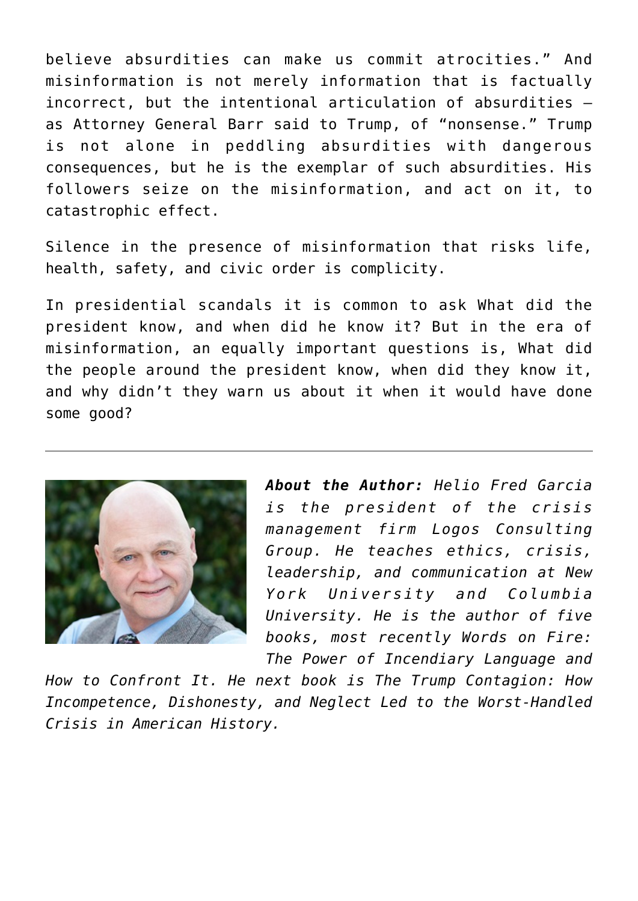believe absurdities can make us commit atrocities." And misinformation is not merely information that is factually incorrect, but the intentional articulation of absurdities — as Attorney General Barr said to Trump, of "nonsense." Trump is not alone in peddling absurdities with dangerous consequences, but he is the exemplar of such absurdities. His followers seize on the misinformation, and act on it, to catastrophic effect.

Silence in the presence of misinformation that risks life, health, safety, and civic order is complicity.

In presidential scandals it is common to ask What did the president know, and when did he know it? But in the era of misinformation, an equally important questions is, What did the people around the president know, when did they know it, and why didn't they warn us about it when it would have done some good?

---

***About the Author:*** *Helio Fred Garcia is the president of the crisis management firm Logos Consulting Group. He teaches ethics, crisis, leadership, and communication at New York University and Columbia University. He is the author of five books, most recently Words on Fire: The Power of Incendiary Language and How to Confront It. He next book is The Trump Contagion: How Incompetence, Dishonesty, and Neglect Led to the Worst-Handled Crisis in American History.*